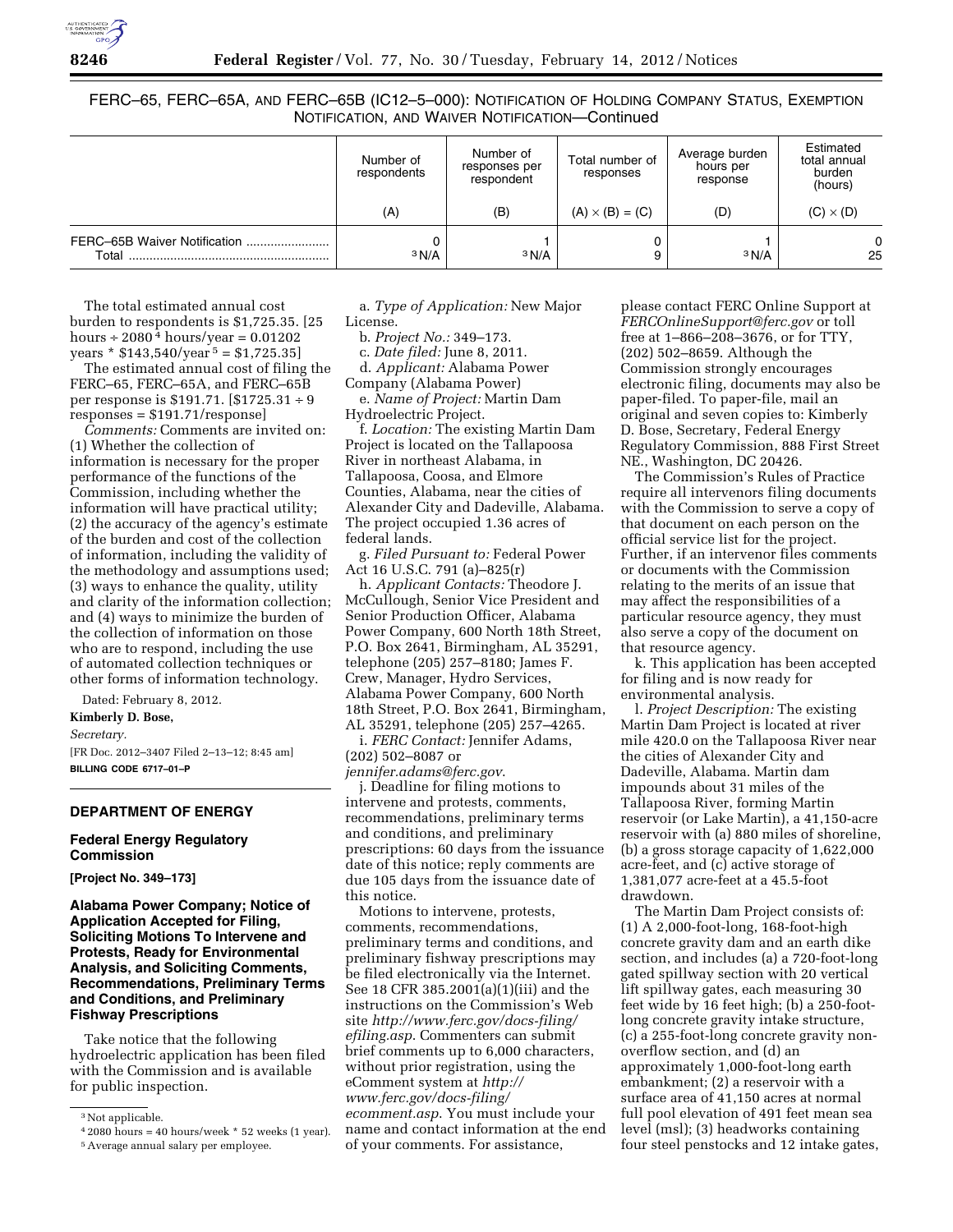FERC–65, FERC–65A, AND FERC–65B (IC12–5–000): NOTIFICATION OF HOLDING COMPANY STATUS, EXEMPTION NOTIFICATION, AND WAIVER NOTIFICATION—Continued

| | Number of respondents | Number of responses per respondent | Total number of responses | Average burden hours per response | Estimated total annual burden (hours) |
|---|---|---|---|---|---|
| | (A) | (B) | (A) × (B) = (C) | (D) | (C) × (D) |
| FERC–65B Waiver Notification | 0 | 1 | 0 | 1 | 0 |
| Total | [3] N/A | [3] N/A | 9 | [3] N/A | 25 |

The total estimated annual cost burden to respondents is $1,725.35. [25 hours ÷ 2080 [4] hours/year = 0.01202 years * $143,540/year [5] = $1,725.35]

The estimated annual cost of filing the FERC–65, FERC–65A, and FERC–65B per response is $191.71. [$1725.31 ÷ 9 responses = $191.71/response]

*Comments:* Comments are invited on: (1) Whether the collection of information is necessary for the proper performance of the functions of the Commission, including whether the information will have practical utility; (2) the accuracy of the agency's estimate of the burden and cost of the collection of information, including the validity of the methodology and assumptions used; (3) ways to enhance the quality, utility and clarity of the information collection; and (4) ways to minimize the burden of the collection of information on those who are to respond, including the use of automated collection techniques or other forms of information technology.

Dated: February 8, 2012.

**Kimberly D. Bose,**

*Secretary.*

[FR Doc. 2012–3407 Filed 2–13–12; 8:45 am]

**BILLING CODE 6717–01–P**

[3] Not applicable.

[4] 2080 hours = 40 hours/week * 52 weeks (1 year).

[5] Average annual salary per employee.

## DEPARTMENT OF ENERGY

### Federal Energy Regulatory Commission

**[Project No. 349–173]**

### Alabama Power Company; Notice of Application Accepted for Filing, Soliciting Motions To Intervene and Protests, Ready for Environmental Analysis, and Soliciting Comments, Recommendations, Preliminary Terms and Conditions, and Preliminary Fishway Prescriptions

Take notice that the following hydroelectric application has been filed with the Commission and is available for public inspection.

a. *Type of Application:* New Major License.

b. *Project No.:* 349–173.

c. *Date filed:* June 8, 2011.

d. *Applicant:* Alabama Power Company (Alabama Power)

e. *Name of Project:* Martin Dam Hydroelectric Project.

f. *Location:* The existing Martin Dam Project is located on the Tallapoosa River in northeast Alabama, in Tallapoosa, Coosa, and Elmore Counties, Alabama, near the cities of Alexander City and Dadeville, Alabama. The project occupied 1.36 acres of federal lands.

g. *Filed Pursuant to:* Federal Power Act 16 U.S.C. 791 (a)–825(r)

h. *Applicant Contacts:* Theodore J. McCullough, Senior Vice President and Senior Production Officer, Alabama Power Company, 600 North 18th Street, P.O. Box 2641, Birmingham, AL 35291, telephone (205) 257–8180; James F. Crew, Manager, Hydro Services, Alabama Power Company, 600 North 18th Street, P.O. Box 2641, Birmingham, AL 35291, telephone (205) 257–4265.

i. *FERC Contact:* Jennifer Adams, (202) 502–8087 or *jennifer.adams@ferc.gov*.

j. Deadline for filing motions to intervene and protests, comments, recommendations, preliminary terms and conditions, and preliminary prescriptions: 60 days from the issuance date of this notice; reply comments are due 105 days from the issuance date of this notice.

Motions to intervene, protests, comments, recommendations, preliminary terms and conditions, and preliminary fishway prescriptions may be filed electronically via the Internet. See 18 CFR 385.2001(a)(1)(iii) and the instructions on the Commission's Web site *http://www.ferc.gov/docs-filing/efiling.asp*. Commenters can submit brief comments up to 6,000 characters, without prior registration, using the eComment system at *http://www.ferc.gov/docs-filing/ecomment.asp*. You must include your name and contact information at the end of your comments. For assistance, please contact FERC Online Support at *FERCOnlineSupport@ferc.gov* or toll free at 1–866–208–3676, or for TTY, (202) 502–8659. Although the Commission strongly encourages electronic filing, documents may also be paper-filed. To paper-file, mail an original and seven copies to: Kimberly D. Bose, Secretary, Federal Energy Regulatory Commission, 888 First Street NE., Washington, DC 20426.

The Commission's Rules of Practice require all intervenors filing documents with the Commission to serve a copy of that document on each person on the official service list for the project. Further, if an intervenor files comments or documents with the Commission relating to the merits of an issue that may affect the responsibilities of a particular resource agency, they must also serve a copy of the document on that resource agency.

k. This application has been accepted for filing and is now ready for environmental analysis.

l. *Project Description:* The existing Martin Dam Project is located at river mile 420.0 on the Tallapoosa River near the cities of Alexander City and Dadeville, Alabama. Martin dam impounds about 31 miles of the Tallapoosa River, forming Martin reservoir (or Lake Martin), a 41,150-acre reservoir with (a) 880 miles of shoreline, (b) a gross storage capacity of 1,622,000 acre-feet, and (c) active storage of 1,381,077 acre-feet at a 45.5-foot drawdown.

The Martin Dam Project consists of: (1) A 2,000-foot-long, 168-foot-high concrete gravity dam and an earth dike section, and includes (a) a 720-foot-long gated spillway section with 20 vertical lift spillway gates, each measuring 30 feet wide by 16 feet high; (b) a 250-foot-long concrete gravity intake structure, (c) a 255-foot-long concrete gravity non-overflow section, and (d) an approximately 1,000-foot-long earth embankment; (2) a reservoir with a surface area of 41,150 acres at normal full pool elevation of 491 feet mean sea level (msl); (3) headworks containing four steel penstocks and 12 intake gates,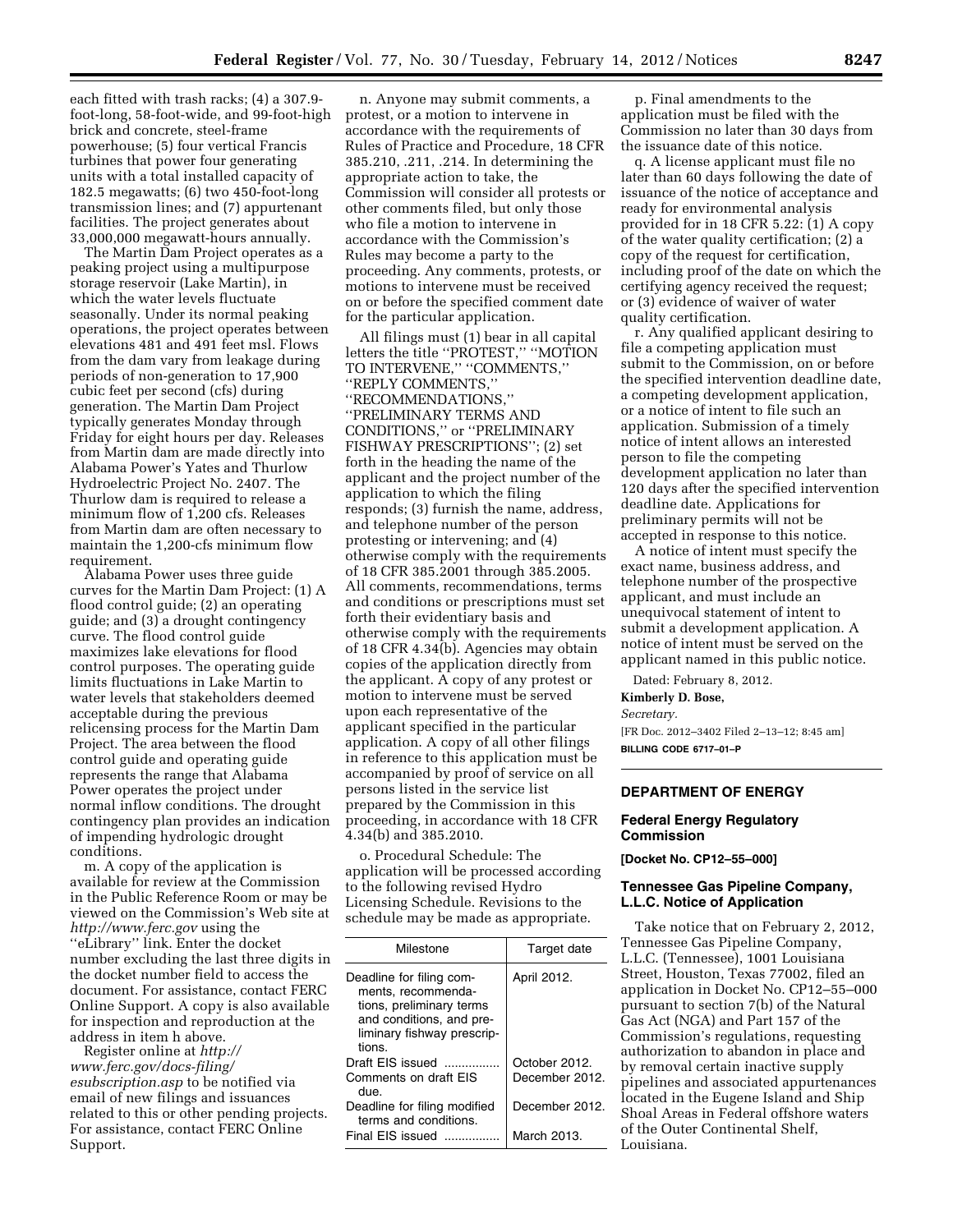each fitted with trash racks; (4) a 307.9-foot-long, 58-foot-wide, and 99-foot-high brick and concrete, steel-frame powerhouse; (5) four vertical Francis turbines that power four generating units with a total installed capacity of 182.5 megawatts; (6) two 450-foot-long transmission lines; and (7) appurtenant facilities. The project generates about 33,000,000 megawatt-hours annually.

The Martin Dam Project operates as a peaking project using a multipurpose storage reservoir (Lake Martin), in which the water levels fluctuate seasonally. Under its normal peaking operations, the project operates between elevations 481 and 491 feet msl. Flows from the dam vary from leakage during periods of non-generation to 17,900 cubic feet per second (cfs) during generation. The Martin Dam Project typically generates Monday through Friday for eight hours per day. Releases from Martin dam are made directly into Alabama Power's Yates and Thurlow Hydroelectric Project No. 2407. The Thurlow dam is required to release a minimum flow of 1,200 cfs. Releases from Martin dam are often necessary to maintain the 1,200-cfs minimum flow requirement.

Alabama Power uses three guide curves for the Martin Dam Project: (1) A flood control guide; (2) an operating guide; and (3) a drought contingency curve. The flood control guide maximizes lake elevations for flood control purposes. The operating guide limits fluctuations in Lake Martin to water levels that stakeholders deemed acceptable during the previous relicensing process for the Martin Dam Project. The area between the flood control guide and operating guide represents the range that Alabama Power operates the project under normal inflow conditions. The drought contingency plan provides an indication of impending hydrologic drought conditions.

m. A copy of the application is available for review at the Commission in the Public Reference Room or may be viewed on the Commission's Web site at *http://www.ferc.gov* using the "eLibrary" link. Enter the docket number excluding the last three digits in the docket number field to access the document. For assistance, contact FERC Online Support. A copy is also available for inspection and reproduction at the address in item h above.

Register online at *http://www.ferc.gov/docs-filing/esubscription.asp* to be notified via email of new filings and issuances related to this or other pending projects. For assistance, contact FERC Online Support.

n. Anyone may submit comments, a protest, or a motion to intervene in accordance with the requirements of Rules of Practice and Procedure, 18 CFR 385.210, .211, .214. In determining the appropriate action to take, the Commission will consider all protests or other comments filed, but only those who file a motion to intervene in accordance with the Commission's Rules may become a party to the proceeding. Any comments, protests, or motions to intervene must be received on or before the specified comment date for the particular application.

All filings must (1) bear in all capital letters the title "PROTEST," "MOTION TO INTERVENE," "COMMENTS," "REPLY COMMENTS," "RECOMMENDATIONS," "PRELIMINARY TERMS AND CONDITIONS," or "PRELIMINARY FISHWAY PRESCRIPTIONS"; (2) set forth in the heading the name of the applicant and the project number of the application to which the filing responds; (3) furnish the name, address, and telephone number of the person protesting or intervening; and (4) otherwise comply with the requirements of 18 CFR 385.2001 through 385.2005. All comments, recommendations, terms and conditions or prescriptions must set forth their evidentiary basis and otherwise comply with the requirements of 18 CFR 4.34(b). Agencies may obtain copies of the application directly from the applicant. A copy of any protest or motion to intervene must be served upon each representative of the applicant specified in the particular application. A copy of all other filings in reference to this application must be accompanied by proof of service on all persons listed in the service list prepared by the Commission in this proceeding, in accordance with 18 CFR 4.34(b) and 385.2010.

o. Procedural Schedule: The application will be processed according to the following revised Hydro Licensing Schedule. Revisions to the schedule may be made as appropriate.

| Milestone | Target date |
|---|---|
| Deadline for filing comments, recommendations, preliminary terms and conditions, and preliminary fishway prescriptions. | April 2012. |
| Draft EIS issued | October 2012. |
| Comments on draft EIS due. | December 2012. |
| Deadline for filing modified terms and conditions. | December 2012. |
| Final EIS issued | March 2013. |

p. Final amendments to the application must be filed with the Commission no later than 30 days from the issuance date of this notice.

q. A license applicant must file no later than 60 days following the date of issuance of the notice of acceptance and ready for environmental analysis provided for in 18 CFR 5.22: (1) A copy of the water quality certification; (2) a copy of the request for certification, including proof of the date on which the certifying agency received the request; or (3) evidence of waiver of water quality certification.

r. Any qualified applicant desiring to file a competing application must submit to the Commission, on or before the specified intervention deadline date, a competing development application, or a notice of intent to file such an application. Submission of a timely notice of intent allows an interested person to file the competing development application no later than 120 days after the specified intervention deadline date. Applications for preliminary permits will not be accepted in response to this notice.

A notice of intent must specify the exact name, business address, and telephone number of the prospective applicant, and must include an unequivocal statement of intent to submit a development application. A notice of intent must be served on the applicant named in this public notice.

Dated: February 8, 2012.

**Kimberly D. Bose,**

*Secretary.*

[FR Doc. 2012–3402 Filed 2–13–12; 8:45 am]

**BILLING CODE 6717–01–P**

## DEPARTMENT OF ENERGY

### Federal Energy Regulatory Commission

**[Docket No. CP12–55–000]**

### Tennessee Gas Pipeline Company, L.L.C. Notice of Application

Take notice that on February 2, 2012, Tennessee Gas Pipeline Company, L.L.C. (Tennessee), 1001 Louisiana Street, Houston, Texas 77002, filed an application in Docket No. CP12–55–000 pursuant to section 7(b) of the Natural Gas Act (NGA) and Part 157 of the Commission's regulations, requesting authorization to abandon in place and by removal certain inactive supply pipelines and associated appurtenances located in the Eugene Island and Ship Shoal Areas in Federal offshore waters of the Outer Continental Shelf, Louisiana.